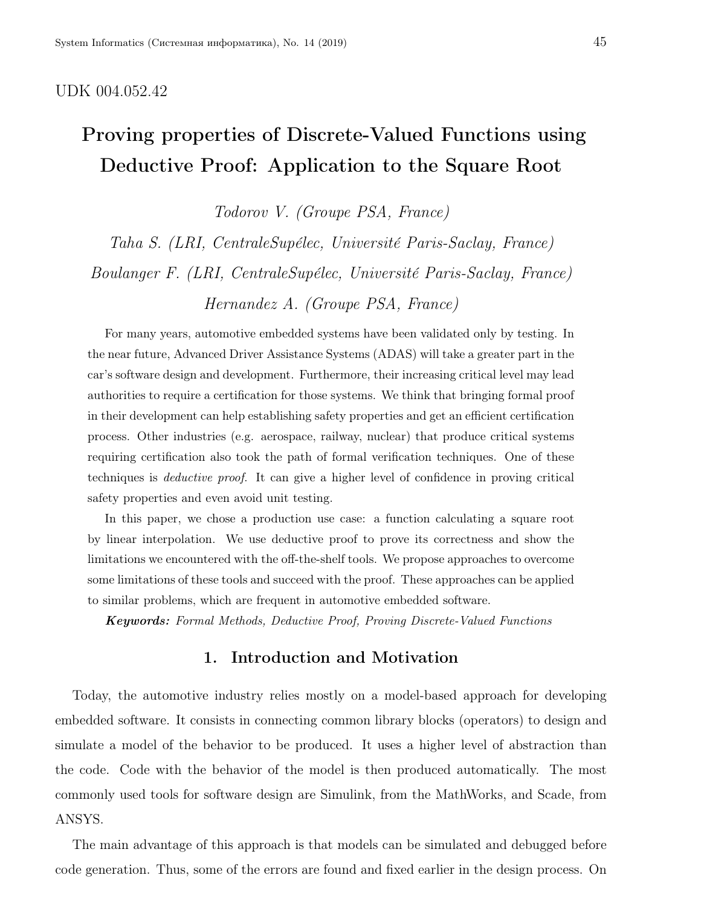UDK 004.052.42

# Proving properties of Discrete-Valued Functions using Deductive Proof: Application to the Square Root

*Todorov V. (Groupe PSA, France)*

*Taha S. (LRI, CentraleSupélec, Université Paris-Saclay, France)*

*Boulanger F. (LRI, CentraleSupélec, Université Paris-Saclay, France)*

*Hernandez A. (Groupe PSA, France)*

For many years, automotive embedded systems have been validated only by testing. In the near future, Advanced Driver Assistance Systems (ADAS) will take a greater part in the car's software design and development. Furthermore, their increasing critical level may lead authorities to require a certification for those systems. We think that bringing formal proof in their development can help establishing safety properties and get an efficient certification process. Other industries (e.g. aerospace, railway, nuclear) that produce critical systems requiring certification also took the path of formal verification techniques. One of these techniques is *deductive proof*. It can give a higher level of confidence in proving critical safety properties and even avoid unit testing.

In this paper, we chose a production use case: a function calculating a square root by linear interpolation. We use deductive proof to prove its correctness and show the limitations we encountered with the off-the-shelf tools. We propose approaches to overcome some limitations of these tools and succeed with the proof. These approaches can be applied to similar problems, which are frequent in automotive embedded software.

***Keywords:*** *Formal Methods, Deductive Proof, Proving Discrete-Valued Functions*

## 1. Introduction and Motivation

Today, the automotive industry relies mostly on a model-based approach for developing embedded software. It consists in connecting common library blocks (operators) to design and simulate a model of the behavior to be produced. It uses a higher level of abstraction than the code. Code with the behavior of the model is then produced automatically. The most commonly used tools for software design are Simulink, from the MathWorks, and Scade, from ANSYS.

The main advantage of this approach is that models can be simulated and debugged before code generation. Thus, some of the errors are found and fixed earlier in the design process. On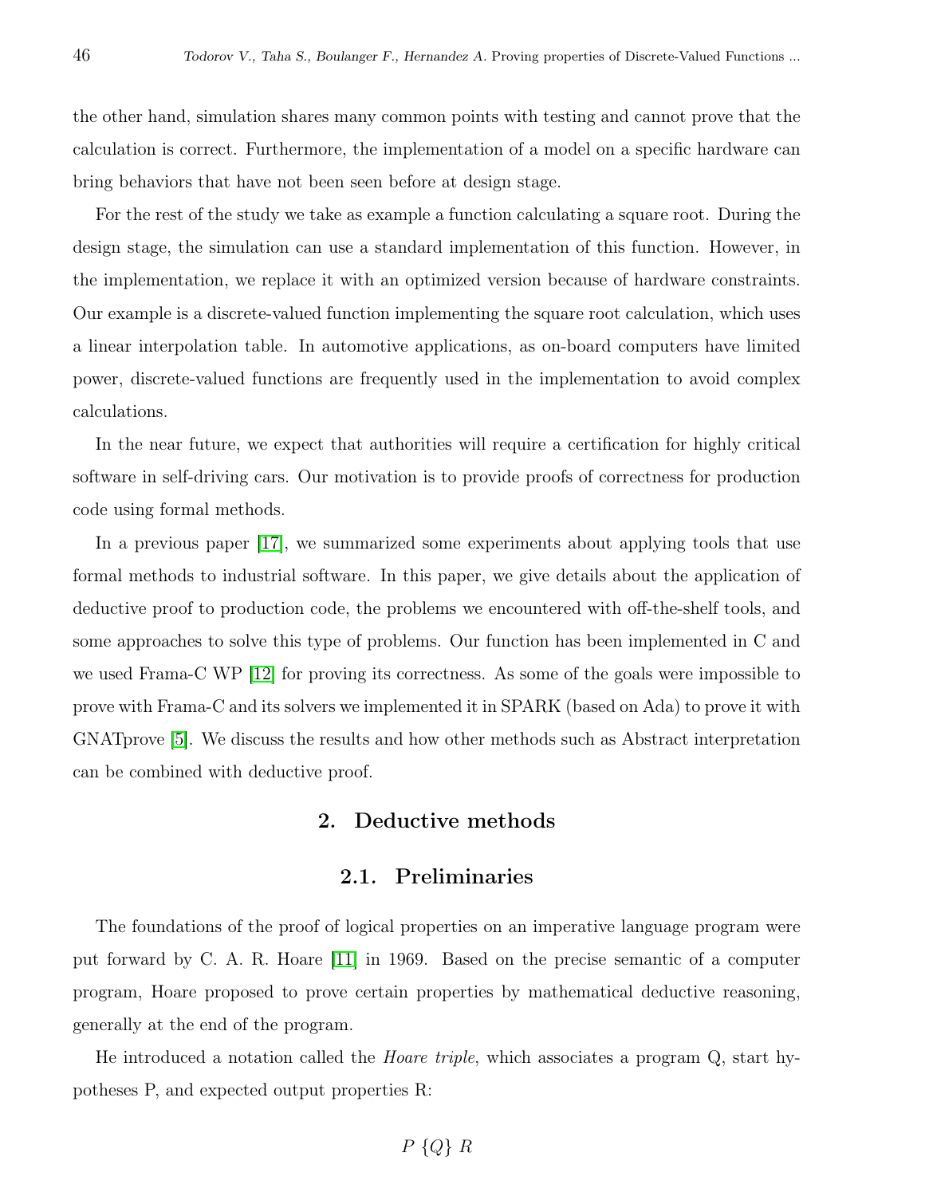the other hand, simulation shares many common points with testing and cannot prove that the calculation is correct. Furthermore, the implementation of a model on a specific hardware can bring behaviors that have not been seen before at design stage.

For the rest of the study we take as example a function calculating a square root. During the design stage, the simulation can use a standard implementation of this function. However, in the implementation, we replace it with an optimized version because of hardware constraints. Our example is a discrete-valued function implementing the square root calculation, which uses a linear interpolation table. In automotive applications, as on-board computers have limited power, discrete-valued functions are frequently used in the implementation to avoid complex calculations.

In the near future, we expect that authorities will require a certification for highly critical software in self-driving cars. Our motivation is to provide proofs of correctness for production code using formal methods.

In a previous paper [17], we summarized some experiments about applying tools that use formal methods to industrial software. In this paper, we give details about the application of deductive proof to production code, the problems we encountered with off-the-shelf tools, and some approaches to solve this type of problems. Our function has been implemented in C and we used Frama-C WP [12] for proving its correctness. As some of the goals were impossible to prove with Frama-C and its solvers we implemented it in SPARK (based on Ada) to prove it with GNATprove [5]. We discuss the results and how other methods such as Abstract interpretation can be combined with deductive proof.

## 2. Deductive methods

### 2.1. Preliminaries

The foundations of the proof of logical properties on an imperative language program were put forward by C. A. R. Hoare [11] in 1969. Based on the precise semantic of a computer program, Hoare proposed to prove certain properties by mathematical deductive reasoning, generally at the end of the program.

He introduced a notation called the *Hoare triple*, which associates a program Q, start hypotheses P, and expected output properties R:

$$P \; \{Q\} \; R$$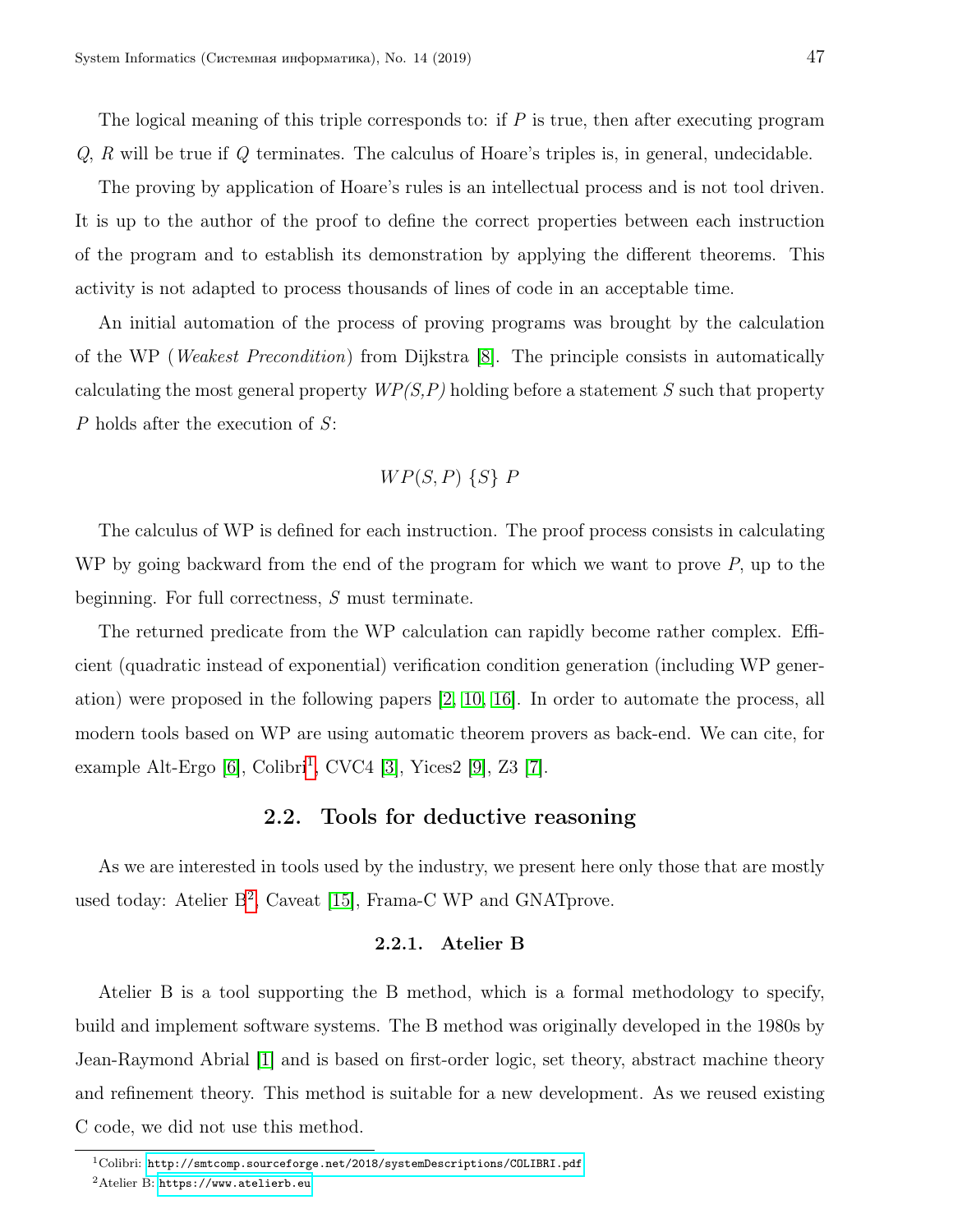The logical meaning of this triple corresponds to: if $P$ is true, then after executing program $Q$, $R$ will be true if $Q$ terminates. The calculus of Hoare's triples is, in general, undecidable.

The proving by application of Hoare's rules is an intellectual process and is not tool driven. It is up to the author of the proof to define the correct properties between each instruction of the program and to establish its demonstration by applying the different theorems. This activity is not adapted to process thousands of lines of code in an acceptable time.

An initial automation of the process of proving programs was brought by the calculation of the WP (*Weakest Precondition*) from Dijkstra [8]. The principle consists in automatically calculating the most general property *WP(S,P)* holding before a statement $S$ such that property $P$ holds after the execution of $S$:

$$WP(S, P)\ \{S\}\ P$$

The calculus of WP is defined for each instruction. The proof process consists in calculating WP by going backward from the end of the program for which we want to prove $P$, up to the beginning. For full correctness, $S$ must terminate.

The returned predicate from the WP calculation can rapidly become rather complex. Efficient (quadratic instead of exponential) verification condition generation (including WP generation) were proposed in the following papers [2, 10, 16]. In order to automate the process, all modern tools based on WP are using automatic theorem provers as back-end. We can cite, for example Alt-Ergo [6], Colibri[1], CVC4 [3], Yices2 [9], Z3 [7].

## 2.2. Tools for deductive reasoning

As we are interested in tools used by the industry, we present here only those that are mostly used today: Atelier B[2], Caveat [15], Frama-C WP and GNATprove.

### 2.2.1. Atelier B

Atelier B is a tool supporting the B method, which is a formal methodology to specify, build and implement software systems. The B method was originally developed in the 1980s by Jean-Raymond Abrial [1] and is based on first-order logic, set theory, abstract machine theory and refinement theory. This method is suitable for a new development. As we reused existing C code, we did not use this method.

---

[1] Colibri: http://smtcomp.sourceforge.net/2018/systemDescriptions/COLIBRI.pdf

[2] Atelier B: https://www.atelierb.eu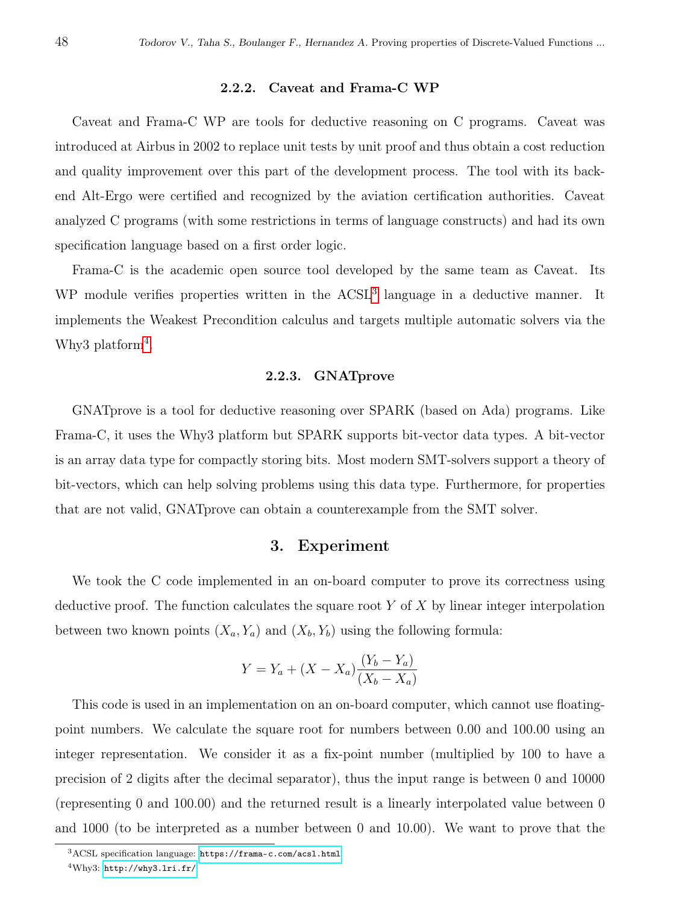### 2.2.2. Caveat and Frama-C WP

Caveat and Frama-C WP are tools for deductive reasoning on C programs. Caveat was introduced at Airbus in 2002 to replace unit tests by unit proof and thus obtain a cost reduction and quality improvement over this part of the development process. The tool with its back-end Alt-Ergo were certified and recognized by the aviation certification authorities. Caveat analyzed C programs (with some restrictions in terms of language constructs) and had its own specification language based on a first order logic.

Frama-C is the academic open source tool developed by the same team as Caveat. Its WP module verifies properties written in the ACSL[3] language in a deductive manner. It implements the Weakest Precondition calculus and targets multiple automatic solvers via the Why3 platform[4].

### 2.2.3. GNATprove

GNATprove is a tool for deductive reasoning over SPARK (based on Ada) programs. Like Frama-C, it uses the Why3 platform but SPARK supports bit-vector data types. A bit-vector is an array data type for compactly storing bits. Most modern SMT-solvers support a theory of bit-vectors, which can help solving problems using this data type. Furthermore, for properties that are not valid, GNATprove can obtain a counterexample from the SMT solver.

## 3. Experiment

We took the C code implemented in an on-board computer to prove its correctness using deductive proof. The function calculates the square root $Y$ of $X$ by linear integer interpolation between two known points $(X_a, Y_a)$ and $(X_b, Y_b)$ using the following formula:

$$Y = Y_a + (X - X_a)\frac{(Y_b - Y_a)}{(X_b - X_a)}$$

This code is used in an implementation on an on-board computer, which cannot use floating-point numbers. We calculate the square root for numbers between 0.00 and 100.00 using an integer representation. We consider it as a fix-point number (multiplied by 100 to have a precision of 2 digits after the decimal separator), thus the input range is between 0 and 10000 (representing 0 and 100.00) and the returned result is a linearly interpolated value between 0 and 1000 (to be interpreted as a number between 0 and 10.00). We want to prove that the

---

[3] ACSL specification language: https://frama-c.com/acsl.html

[4] Why3: http://why3.lri.fr/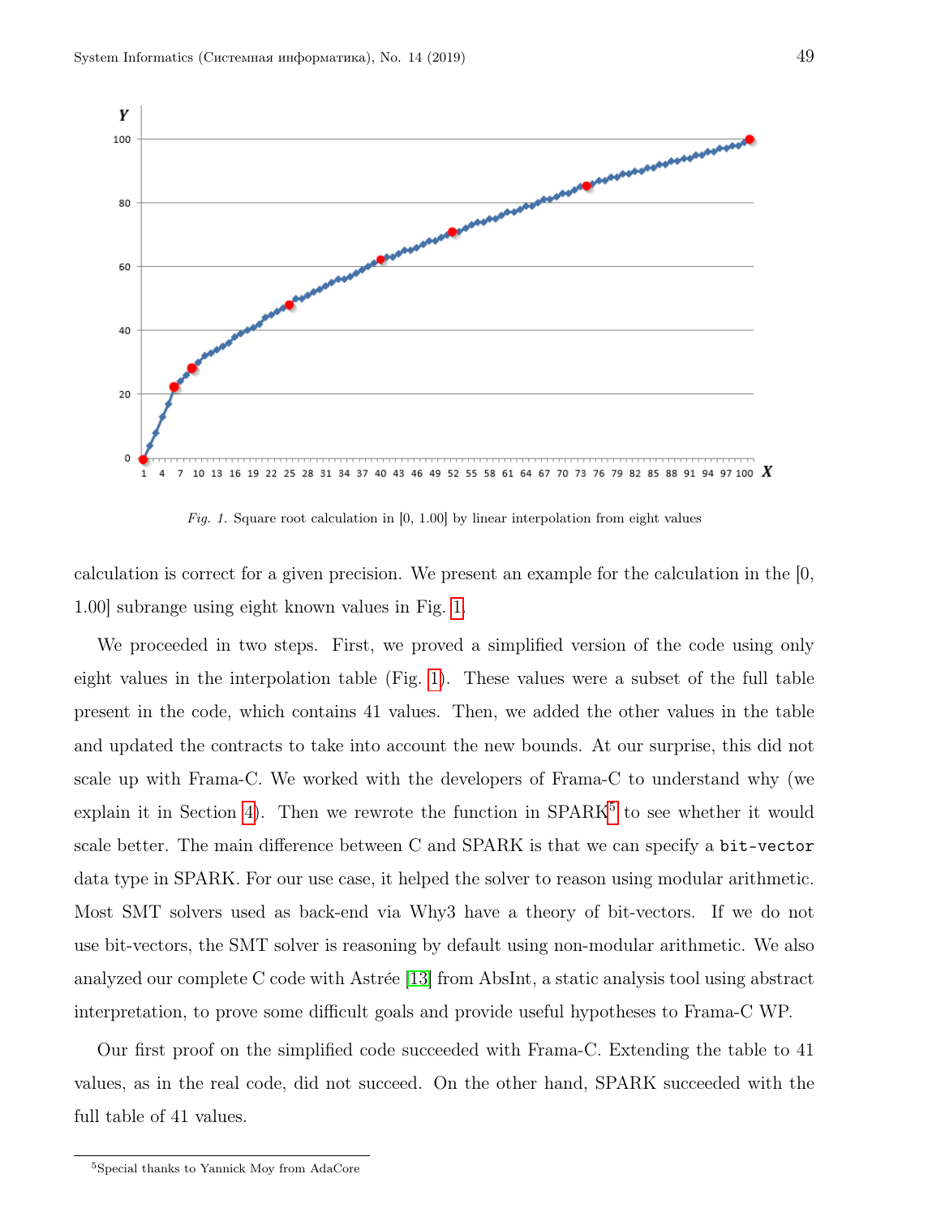*Fig. 1.* Square root calculation in [0, 1.00] by linear interpolation from eight values

calculation is correct for a given precision. We present an example for the calculation in the [0, 1.00] subrange using eight known values in Fig. 1.

We proceeded in two steps. First, we proved a simplified version of the code using only eight values in the interpolation table (Fig. 1). These values were a subset of the full table present in the code, which contains 41 values. Then, we added the other values in the table and updated the contracts to take into account the new bounds. At our surprise, this did not scale up with Frama-C. We worked with the developers of Frama-C to understand why (we explain it in Section 4). Then we rewrote the function in SPARK[5] to see whether it would scale better. The main difference between C and SPARK is that we can specify a `bit-vector` data type in SPARK. For our use case, it helped the solver to reason using modular arithmetic. Most SMT solvers used as back-end via Why3 have a theory of bit-vectors. If we do not use bit-vectors, the SMT solver is reasoning by default using non-modular arithmetic. We also analyzed our complete C code with Astrée [13] from AbsInt, a static analysis tool using abstract interpretation, to prove some difficult goals and provide useful hypotheses to Frama-C WP.

Our first proof on the simplified code succeeded with Frama-C. Extending the table to 41 values, as in the real code, did not succeed. On the other hand, SPARK succeeded with the full table of 41 values.

[5]Special thanks to Yannick Moy from AdaCore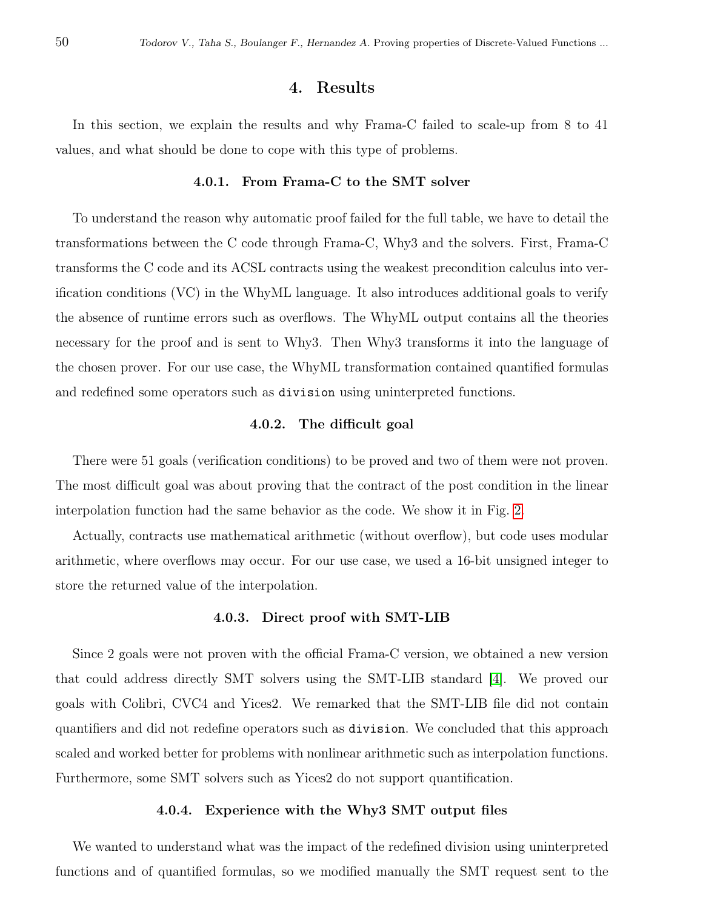## 4. Results

In this section, we explain the results and why Frama-C failed to scale-up from 8 to 41 values, and what should be done to cope with this type of problems.

#### 4.0.1. From Frama-C to the SMT solver

To understand the reason why automatic proof failed for the full table, we have to detail the transformations between the C code through Frama-C, Why3 and the solvers. First, Frama-C transforms the C code and its ACSL contracts using the weakest precondition calculus into verification conditions (VC) in the WhyML language. It also introduces additional goals to verify the absence of runtime errors such as overflows. The WhyML output contains all the theories necessary for the proof and is sent to Why3. Then Why3 transforms it into the language of the chosen prover. For our use case, the WhyML transformation contained quantified formulas and redefined some operators such as `division` using uninterpreted functions.

#### 4.0.2. The difficult goal

There were 51 goals (verification conditions) to be proved and two of them were not proven. The most difficult goal was about proving that the contract of the post condition in the linear interpolation function had the same behavior as the code. We show it in Fig. 2.

Actually, contracts use mathematical arithmetic (without overflow), but code uses modular arithmetic, where overflows may occur. For our use case, we used a 16-bit unsigned integer to store the returned value of the interpolation.

#### 4.0.3. Direct proof with SMT-LIB

Since 2 goals were not proven with the official Frama-C version, we obtained a new version that could address directly SMT solvers using the SMT-LIB standard [4]. We proved our goals with Colibri, CVC4 and Yices2. We remarked that the SMT-LIB file did not contain quantifiers and did not redefine operators such as `division`. We concluded that this approach scaled and worked better for problems with nonlinear arithmetic such as interpolation functions. Furthermore, some SMT solvers such as Yices2 do not support quantification.

#### 4.0.4. Experience with the Why3 SMT output files

We wanted to understand what was the impact of the redefined division using uninterpreted functions and of quantified formulas, so we modified manually the SMT request sent to the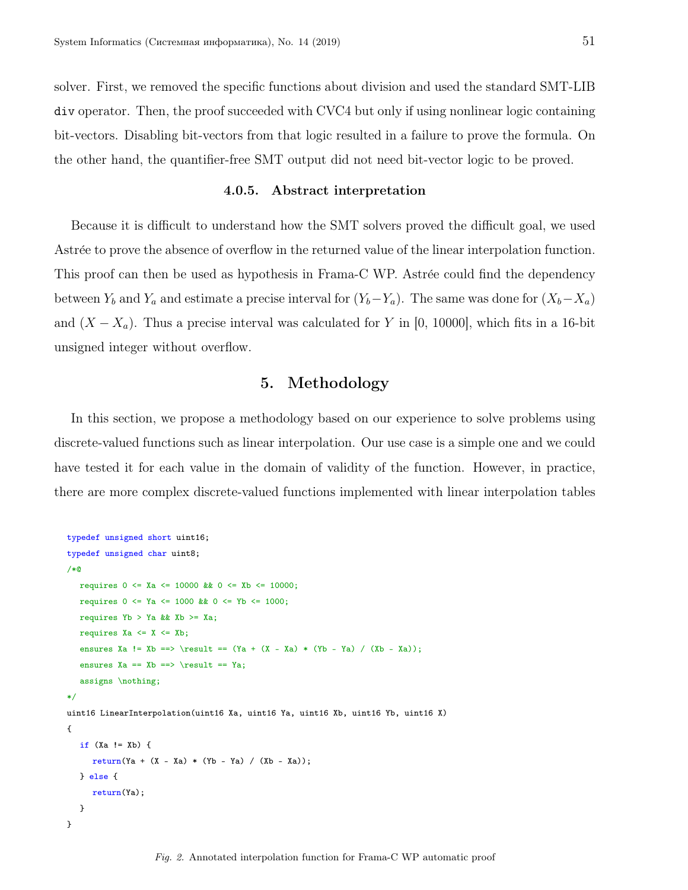solver. First, we removed the specific functions about division and used the standard SMT-LIB `div` operator. Then, the proof succeeded with CVC4 but only if using nonlinear logic containing bit-vectors. Disabling bit-vectors from that logic resulted in a failure to prove the formula. On the other hand, the quantifier-free SMT output did not need bit-vector logic to be proved.

#### 4.0.5. Abstract interpretation

Because it is difficult to understand how the SMT solvers proved the difficult goal, we used Astrée to prove the absence of overflow in the returned value of the linear interpolation function. This proof can then be used as hypothesis in Frama-C WP. Astrée could find the dependency between $Y_b$ and $Y_a$ and estimate a precise interval for $(Y_b - Y_a)$. The same was done for $(X_b - X_a)$ and $(X - X_a)$. Thus a precise interval was calculated for $Y$ in [0, 10000], which fits in a 16-bit unsigned integer without overflow.

## 5. Methodology

In this section, we propose a methodology based on our experience to solve problems using discrete-valued functions such as linear interpolation. Our use case is a simple one and we could have tested it for each value in the domain of validity of the function. However, in practice, there are more complex discrete-valued functions implemented with linear interpolation tables

```c
typedef unsigned short uint16;
typedef unsigned char uint8;
/*@
  requires 0 <= Xa <= 10000 && 0 <= Xb <= 10000;
  requires 0 <= Ya <= 1000 && 0 <= Yb <= 1000;
  requires Yb > Ya && Xb >= Xa;
  requires Xa <= X <= Xb;
  ensures Xa != Xb ==> \result == (Ya + (X - Xa) * (Yb - Ya) / (Xb - Xa));
  ensures Xa == Xb ==> \result == Ya;
  assigns \nothing;
*/
uint16 LinearInterpolation(uint16 Xa, uint16 Ya, uint16 Xb, uint16 Yb, uint16 X)
{
  if (Xa != Xb) {
    return(Ya + (X - Xa) * (Yb - Ya) / (Xb - Xa));
  } else {
    return(Ya);
  }
}
```

*Fig. 2.* Annotated interpolation function for Frama-C WP automatic proof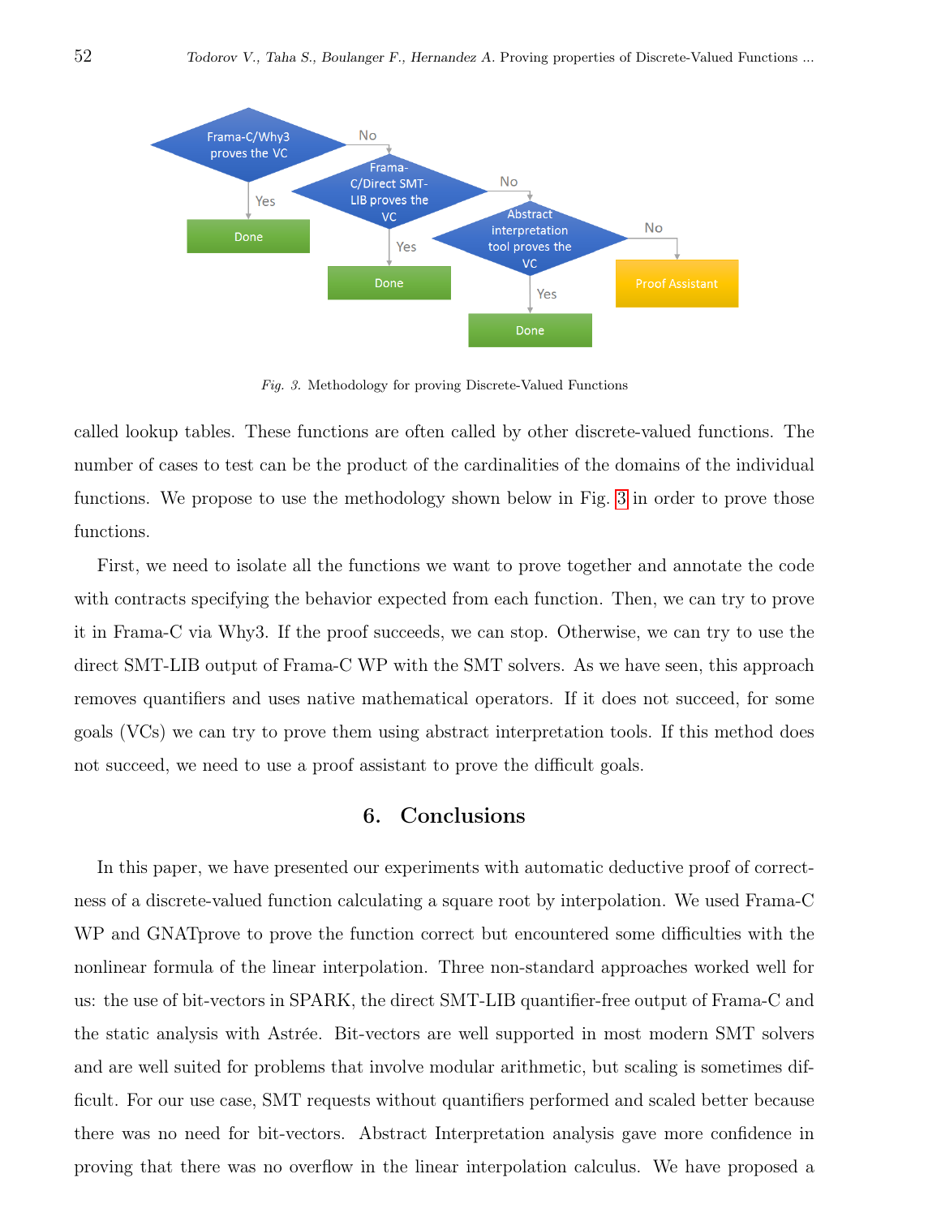*Fig. 3.* Methodology for proving Discrete-Valued Functions

called lookup tables. These functions are often called by other discrete-valued functions. The number of cases to test can be the product of the cardinalities of the domains of the individual functions. We propose to use the methodology shown below in Fig. 3 in order to prove those functions.

First, we need to isolate all the functions we want to prove together and annotate the code with contracts specifying the behavior expected from each function. Then, we can try to prove it in Frama-C via Why3. If the proof succeeds, we can stop. Otherwise, we can try to use the direct SMT-LIB output of Frama-C WP with the SMT solvers. As we have seen, this approach removes quantifiers and uses native mathematical operators. If it does not succeed, for some goals (VCs) we can try to prove them using abstract interpretation tools. If this method does not succeed, we need to use a proof assistant to prove the difficult goals.

## 6. Conclusions

In this paper, we have presented our experiments with automatic deductive proof of correctness of a discrete-valued function calculating a square root by interpolation. We used Frama-C WP and GNATprove to prove the function correct but encountered some difficulties with the nonlinear formula of the linear interpolation. Three non-standard approaches worked well for us: the use of bit-vectors in SPARK, the direct SMT-LIB quantifier-free output of Frama-C and the static analysis with Astrée. Bit-vectors are well supported in most modern SMT solvers and are well suited for problems that involve modular arithmetic, but scaling is sometimes difficult. For our use case, SMT requests without quantifiers performed and scaled better because there was no need for bit-vectors. Abstract Interpretation analysis gave more confidence in proving that there was no overflow in the linear interpolation calculus. We have proposed a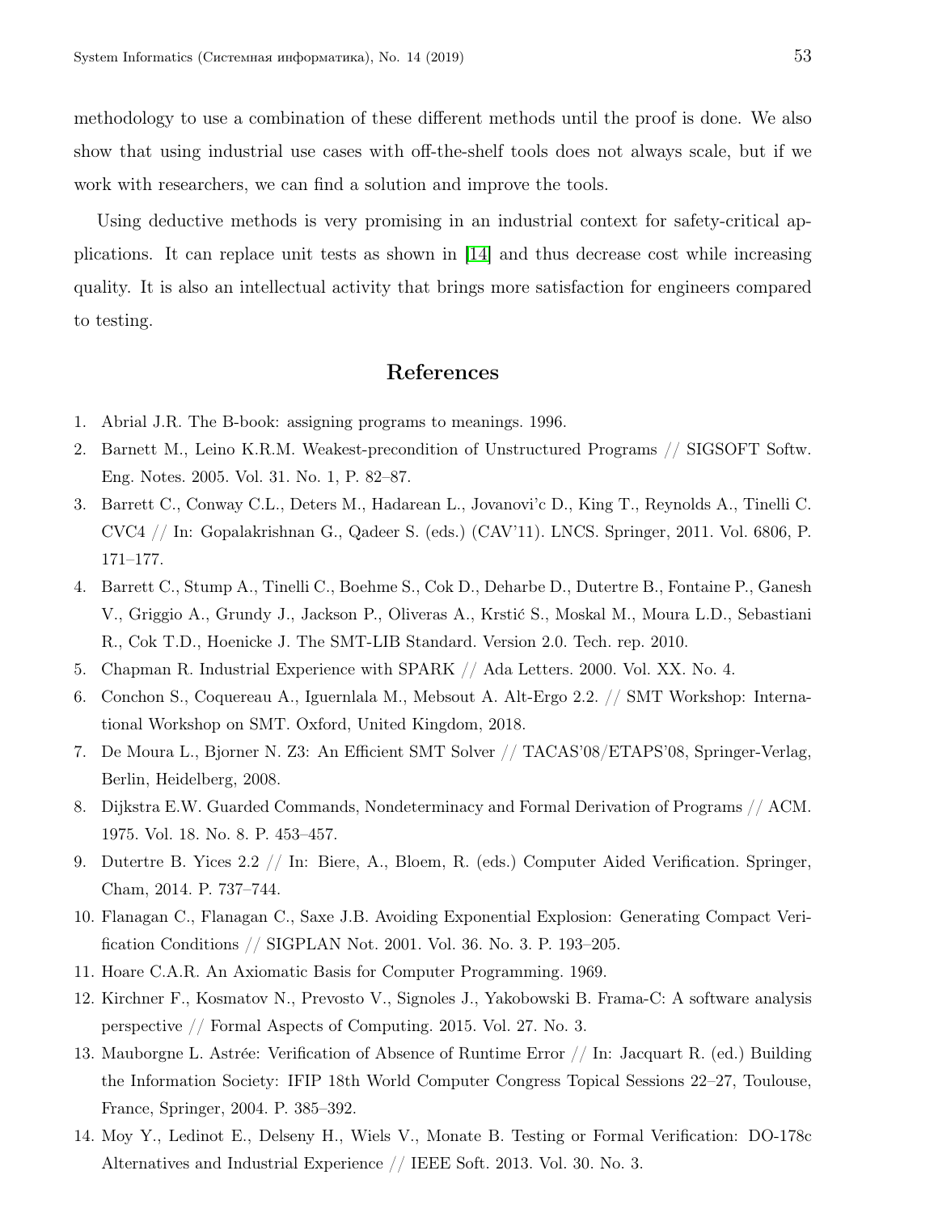methodology to use a combination of these different methods until the proof is done. We also show that using industrial use cases with off-the-shelf tools does not always scale, but if we work with researchers, we can find a solution and improve the tools.

Using deductive methods is very promising in an industrial context for safety-critical applications. It can replace unit tests as shown in [14] and thus decrease cost while increasing quality. It is also an intellectual activity that brings more satisfaction for engineers compared to testing.

## References

1. Abrial J.R. The B-book: assigning programs to meanings. 1996.
2. Barnett M., Leino K.R.M. Weakest-precondition of Unstructured Programs // SIGSOFT Softw. Eng. Notes. 2005. Vol. 31. No. 1, P. 82–87.
3. Barrett C., Conway C.L., Deters M., Hadarean L., Jovanovi'c D., King T., Reynolds A., Tinelli C. CVC4 // In: Gopalakrishnan G., Qadeer S. (eds.) (CAV'11). LNCS. Springer, 2011. Vol. 6806, P. 171–177.
4. Barrett C., Stump A., Tinelli C., Boehme S., Cok D., Deharbe D., Dutertre B., Fontaine P., Ganesh V., Griggio A., Grundy J., Jackson P., Oliveras A., Krstić S., Moskal M., Moura L.D., Sebastiani R., Cok T.D., Hoenicke J. The SMT-LIB Standard. Version 2.0. Tech. rep. 2010.
5. Chapman R. Industrial Experience with SPARK // Ada Letters. 2000. Vol. XX. No. 4.
6. Conchon S., Coquereau A., Iguernlala M., Mebsout A. Alt-Ergo 2.2. // SMT Workshop: International Workshop on SMT. Oxford, United Kingdom, 2018.
7. De Moura L., Bjorner N. Z3: An Efficient SMT Solver // TACAS'08/ETAPS'08, Springer-Verlag, Berlin, Heidelberg, 2008.
8. Dijkstra E.W. Guarded Commands, Nondeterminacy and Formal Derivation of Programs // ACM. 1975. Vol. 18. No. 8. P. 453–457.
9. Dutertre B. Yices 2.2 // In: Biere, A., Bloem, R. (eds.) Computer Aided Verification. Springer, Cham, 2014. P. 737–744.
10. Flanagan C., Flanagan C., Saxe J.B. Avoiding Exponential Explosion: Generating Compact Verification Conditions // SIGPLAN Not. 2001. Vol. 36. No. 3. P. 193–205.
11. Hoare C.A.R. An Axiomatic Basis for Computer Programming. 1969.
12. Kirchner F., Kosmatov N., Prevosto V., Signoles J., Yakobowski B. Frama-C: A software analysis perspective // Formal Aspects of Computing. 2015. Vol. 27. No. 3.
13. Mauborgne L. Astrée: Verification of Absence of Runtime Error // In: Jacquart R. (ed.) Building the Information Society: IFIP 18th World Computer Congress Topical Sessions 22–27, Toulouse, France, Springer, 2004. P. 385–392.
14. Moy Y., Ledinot E., Delseny H., Wiels V., Monate B. Testing or Formal Verification: DO-178c Alternatives and Industrial Experience // IEEE Soft. 2013. Vol. 30. No. 3.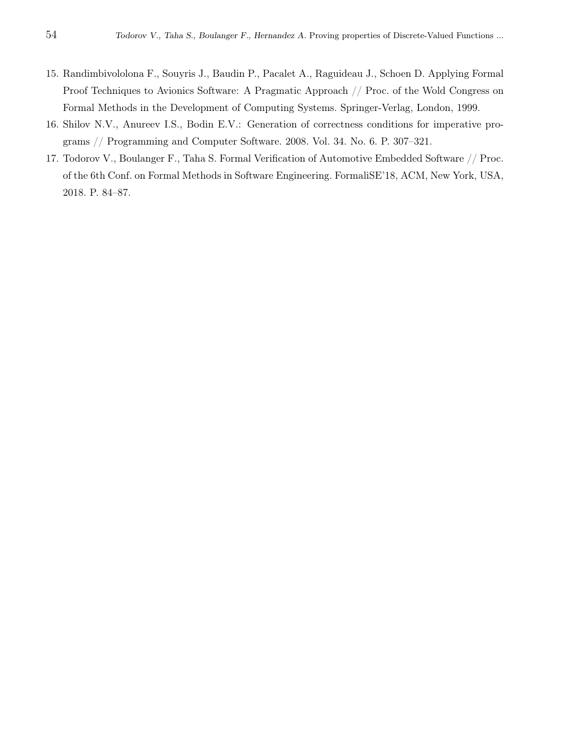15. Randimbivololona F., Souyris J., Baudin P., Pacalet A., Raguideau J., Schoen D. Applying Formal Proof Techniques to Avionics Software: A Pragmatic Approach // Proc. of the Wold Congress on Formal Methods in the Development of Computing Systems. Springer-Verlag, London, 1999.
16. Shilov N.V., Anureev I.S., Bodin E.V.: Generation of correctness conditions for imperative programs // Programming and Computer Software. 2008. Vol. 34. No. 6. P. 307–321.
17. Todorov V., Boulanger F., Taha S. Formal Verification of Automotive Embedded Software // Proc. of the 6th Conf. on Formal Methods in Software Engineering. FormaliSE'18, ACM, New York, USA, 2018. P. 84–87.